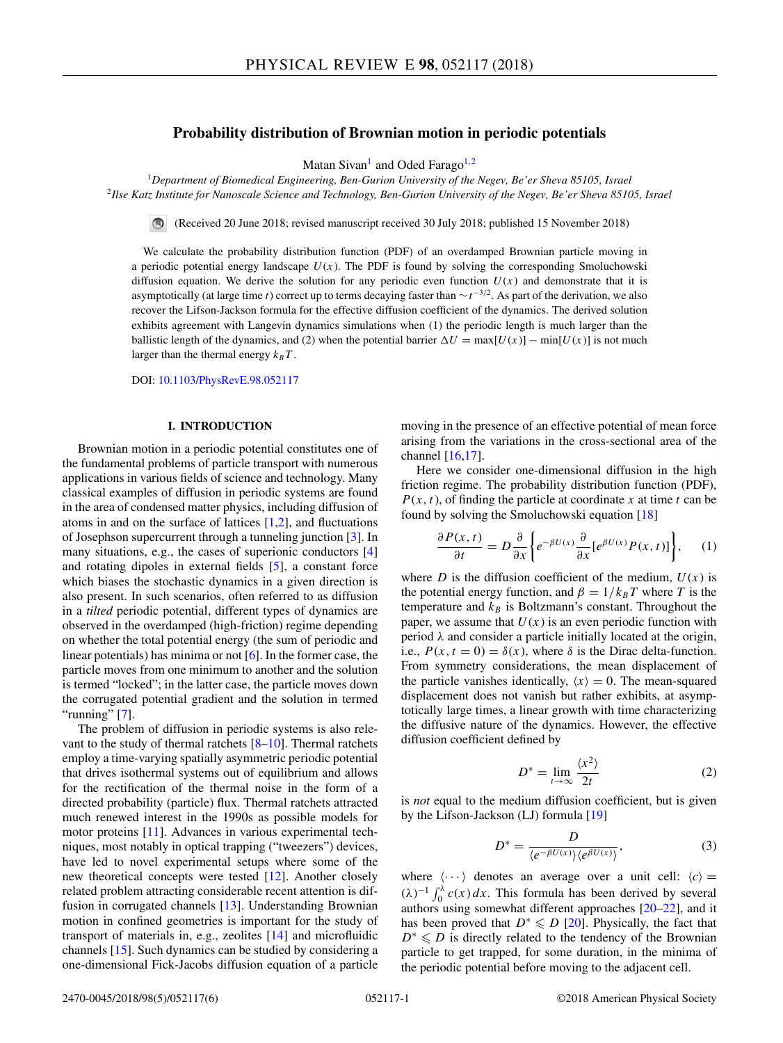# Probability distribution of Brownian motion in periodic potentials

Matan Sivan[1] and Oded Farago[1,2]

[1]*Department of Biomedical Engineering, Ben-Gurion University of the Negev, Be'er Sheva 85105, Israel*
[2]*Ilse Katz Institute for Nanoscale Science and Technology, Ben-Gurion University of the Negev, Be'er Sheva 85105, Israel*

(Received 20 June 2018; revised manuscript received 30 July 2018; published 15 November 2018)

We calculate the probability distribution function (PDF) of an overdamped Brownian particle moving in a periodic potential energy landscape $U(x)$. The PDF is found by solving the corresponding Smoluchowski diffusion equation. We derive the solution for any periodic even function $U(x)$ and demonstrate that it is asymptotically (at large time $t$) correct up to terms decaying faster than $\sim t^{-3/2}$. As part of the derivation, we also recover the Lifson-Jackson formula for the effective diffusion coefficient of the dynamics. The derived solution exhibits agreement with Langevin dynamics simulations when (1) the periodic length is much larger than the ballistic length of the dynamics, and (2) when the potential barrier $\Delta U = \max[U(x)] - \min[U(x)]$ is not much larger than the thermal energy $k_BT$.

DOI: 10.1103/PhysRevE.98.052117

## I. INTRODUCTION

Brownian motion in a periodic potential constitutes one of the fundamental problems of particle transport with numerous applications in various fields of science and technology. Many classical examples of diffusion in periodic systems are found in the area of condensed matter physics, including diffusion of atoms in and on the surface of lattices [1,2], and fluctuations of Josephson supercurrent through a tunneling junction [3]. In many situations, e.g., the cases of superionic conductors [4] and rotating dipoles in external fields [5], a constant force which biases the stochastic dynamics in a given direction is also present. In such scenarios, often referred to as diffusion in a *tilted* periodic potential, different types of dynamics are observed in the overdamped (high-friction) regime depending on whether the total potential energy (the sum of periodic and linear potentials) has minima or not [6]. In the former case, the particle moves from one minimum to another and the solution is termed "locked"; in the latter case, the particle moves down the corrugated potential gradient and the solution in termed "running" [7].

The problem of diffusion in periodic systems is also relevant to the study of thermal ratchets [8–10]. Thermal ratchets employ a time-varying spatially asymmetric periodic potential that drives isothermal systems out of equilibrium and allows for the rectification of the thermal noise in the form of a directed probability (particle) flux. Thermal ratchets attracted much renewed interest in the 1990s as possible models for motor proteins [11]. Advances in various experimental techniques, most notably in optical trapping ("tweezers") devices, have led to novel experimental setups where some of the new theoretical concepts were tested [12]. Another closely related problem attracting considerable recent attention is diffusion in corrugated channels [13]. Understanding Brownian motion in confined geometries is important for the study of transport of materials in, e.g., zeolites [14] and microfluidic channels [15]. Such dynamics can be studied by considering a one-dimensional Fick-Jacobs diffusion equation of a particle moving in the presence of an effective potential of mean force arising from the variations in the cross-sectional area of the channel [16,17].

Here we consider one-dimensional diffusion in the high friction regime. The probability distribution function (PDF), $P(x,t)$, of finding the particle at coordinate $x$ at time $t$ can be found by solving the Smoluchowski equation [18]

$$\frac{\partial P(x,t)}{\partial t} = D\frac{\partial}{\partial x}\left\{e^{-\beta U(x)}\frac{\partial}{\partial x}[e^{\beta U(x)}P(x,t)]\right\}, \tag{1}$$

where $D$ is the diffusion coefficient of the medium, $U(x)$ is the potential energy function, and $\beta = 1/k_BT$ where $T$ is the temperature and $k_B$ is Boltzmann's constant. Throughout the paper, we assume that $U(x)$ is an even periodic function with period $\lambda$ and consider a particle initially located at the origin, i.e., $P(x, t=0) = \delta(x)$, where $\delta$ is the Dirac delta-function. From symmetry considerations, the mean displacement of the particle vanishes identically, $\langle x\rangle = 0$. The mean-squared displacement does not vanish but rather exhibits, at asymptotically large times, a linear growth with time characterizing the diffusive nature of the dynamics. However, the effective diffusion coefficient defined by

$$D^* = \lim_{t\to\infty}\frac{\langle x^2\rangle}{2t} \tag{2}$$

is *not* equal to the medium diffusion coefficient, but is given by the Lifson-Jackson (LJ) formula [19]

$$D^* = \frac{D}{\langle e^{-\beta U(x)}\rangle\langle e^{\beta U(x)}\rangle}, \tag{3}$$

where $\langle\cdots\rangle$ denotes an average over a unit cell: $\langle c\rangle = (\lambda)^{-1}\int_0^\lambda c(x)\,dx$. This formula has been derived by several authors using somewhat different approaches [20–22], and it has been proved that $D^* \leqslant D$ [20]. Physically, the fact that $D^* \leqslant D$ is directly related to the tendency of the Brownian particle to get trapped, for some duration, in the minima of the periodic potential before moving to the adjacent cell.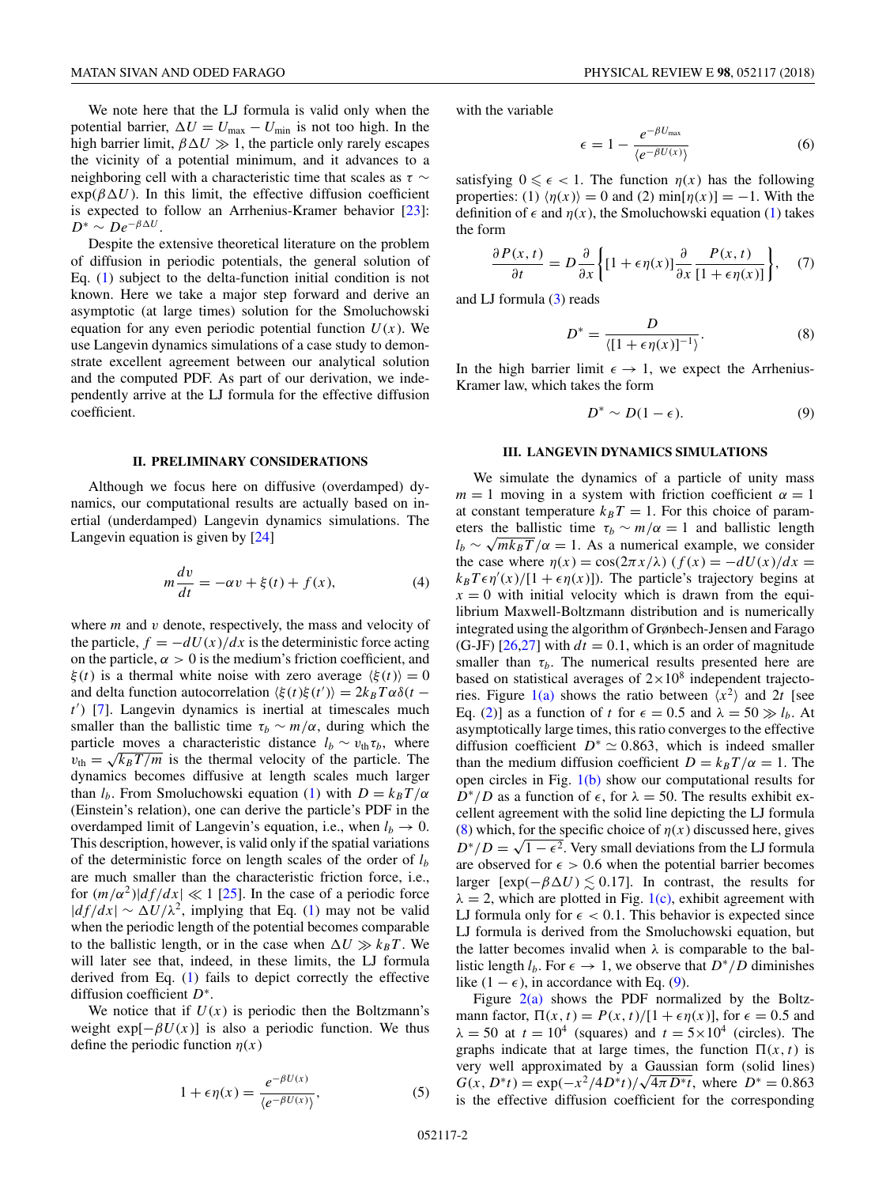We note here that the LJ formula is valid only when the potential barrier, $\Delta U = U_{\max} - U_{\min}$ is not too high. In the high barrier limit, $\beta\Delta U \gg 1$, the particle only rarely escapes the vicinity of a potential minimum, and it advances to a neighboring cell with a characteristic time that scales as $\tau \sim \exp(\beta\Delta U)$. In this limit, the effective diffusion coefficient is expected to follow an Arrhenius-Kramer behavior [23]: $D^* \sim De^{-\beta\Delta U}$.

Despite the extensive theoretical literature on the problem of diffusion in periodic potentials, the general solution of Eq. (1) subject to the delta-function initial condition is not known. Here we take a major step forward and derive an asymptotic (at large times) solution for the Smoluchowski equation for any even periodic potential function $U(x)$. We use Langevin dynamics simulations of a case study to demonstrate excellent agreement between our analytical solution and the computed PDF. As part of our derivation, we independently arrive at the LJ formula for the effective diffusion coefficient.

## II. PRELIMINARY CONSIDERATIONS

Although we focus here on diffusive (overdamped) dynamics, our computational results are actually based on inertial (underdamped) Langevin dynamics simulations. The Langevin equation is given by [24]

$$m\frac{dv}{dt} = -\alpha v + \xi(t) + f(x), \tag{4}$$

where $m$ and $v$ denote, respectively, the mass and velocity of the particle, $f = -dU(x)/dx$ is the deterministic force acting on the particle, $\alpha > 0$ is the medium's friction coefficient, and $\xi(t)$ is a thermal white noise with zero average $\langle\xi(t)\rangle = 0$ and delta function autocorrelation $\langle\xi(t)\xi(t')\rangle = 2k_BT\alpha\delta(t-t')$ [7]. Langevin dynamics is inertial at timescales much smaller than the ballistic time $\tau_b \sim m/\alpha$, during which the particle moves a characteristic distance $l_b \sim v_{\text{th}}\tau_b$, where $v_{\text{th}} = \sqrt{k_BT/m}$ is the thermal velocity of the particle. The dynamics becomes diffusive at length scales much larger than $l_b$. From Smoluchowski equation (1) with $D = k_BT/\alpha$ (Einstein's relation), one can derive the particle's PDF in the overdamped limit of Langevin's equation, i.e., when $l_b \to 0$. This description, however, is valid only if the spatial variations of the deterministic force on length scales of the order of $l_b$ are much smaller than the characteristic friction force, i.e., for $(m/\alpha^2)|df/dx| \ll 1$ [25]. In the case of a periodic force $|df/dx| \sim \Delta U/\lambda^2$, implying that Eq. (1) may not be valid when the periodic length of the potential becomes comparable to the ballistic length, or in the case when $\Delta U \gg k_BT$. We will later see that, indeed, in these limits, the LJ formula derived from Eq. (1) fails to depict correctly the effective diffusion coefficient $D^*$.

We notice that if $U(x)$ is periodic then the Boltzmann's weight $\exp[-\beta U(x)]$ is also a periodic function. We thus define the periodic function $\eta(x)$

$$1 + \epsilon\eta(x) = \frac{e^{-\beta U(x)}}{\langle e^{-\beta U(x)}\rangle}, \tag{5}$$

with the variable

$$\epsilon = 1 - \frac{e^{-\beta U_{\max}}}{\langle e^{-\beta U(x)}\rangle} \tag{6}$$

satisfying $0 \leqslant \epsilon < 1$. The function $\eta(x)$ has the following properties: (1) $\langle\eta(x)\rangle = 0$ and (2) $\min[\eta(x)] = -1$. With the definition of $\epsilon$ and $\eta(x)$, the Smoluchowski equation (1) takes the form

$$\frac{\partial P(x,t)}{\partial t} = D\frac{\partial}{\partial x}\left\{[1+\epsilon\eta(x)]\frac{\partial}{\partial x}\frac{P(x,t)}{[1+\epsilon\eta(x)]}\right\}, \tag{7}$$

and LJ formula (3) reads

$$D^* = \frac{D}{\langle[1+\epsilon\eta(x)]^{-1}\rangle}. \tag{8}$$

In the high barrier limit $\epsilon \to 1$, we expect the Arrhenius-Kramer law, which takes the form

$$D^* \sim D(1-\epsilon). \tag{9}$$

## III. LANGEVIN DYNAMICS SIMULATIONS

We simulate the dynamics of a particle of unity mass $m = 1$ moving in a system with friction coefficient $\alpha = 1$ at constant temperature $k_BT = 1$. For this choice of parameters the ballistic time $\tau_b \sim m/\alpha = 1$ and ballistic length $l_b \sim \sqrt{mk_BT}/\alpha = 1$. As a numerical example, we consider the case where $\eta(x) = \cos(2\pi x/\lambda)$ ($f(x) = -dU(x)/dx = k_BT\epsilon\eta'(x)/[1+\epsilon\eta(x)]$). The particle's trajectory begins at $x = 0$ with initial velocity which is drawn from the equilibrium Maxwell-Boltzmann distribution and is numerically integrated using the algorithm of Grønbech-Jensen and Farago (G-JF) [26,27] with $dt = 0.1$, which is an order of magnitude smaller than $\tau_b$. The numerical results presented here are based on statistical averages of $2\times10^8$ independent trajectories. Figure 1(a) shows the ratio between $\langle x^2\rangle$ and $2t$ [see Eq. (2)] as a function of $t$ for $\epsilon = 0.5$ and $\lambda = 50 \gg l_b$. At asymptotically large times, this ratio converges to the effective diffusion coefficient $D^* \simeq 0.863$, which is indeed smaller than the medium diffusion coefficient $D = k_BT/\alpha = 1$. The open circles in Fig. 1(b) show our computational results for $D^*/D$ as a function of $\epsilon$, for $\lambda = 50$. The results exhibit excellent agreement with the solid line depicting the LJ formula (8) which, for the specific choice of $\eta(x)$ discussed here, gives $D^*/D = \sqrt{1-\epsilon^2}$. Very small deviations from the LJ formula are observed for $\epsilon > 0.6$ when the potential barrier becomes larger [$\exp(-\beta\Delta U) \lesssim 0.17$]. In contrast, the results for $\lambda = 2$, which are plotted in Fig. 1(c), exhibit agreement with LJ formula only for $\epsilon < 0.1$. This behavior is expected since LJ formula is derived from the Smoluchowski equation, but the latter becomes invalid when $\lambda$ is comparable to the ballistic length $l_b$. For $\epsilon \to 1$, we observe that $D^*/D$ diminishes like $(1-\epsilon)$, in accordance with Eq. (9).

Figure 2(a) shows the PDF normalized by the Boltzmann factor, $\Pi(x,t) = P(x,t)/[1+\epsilon\eta(x)]$, for $\epsilon = 0.5$ and $\lambda = 50$ at $t = 10^4$ (squares) and $t = 5\times10^4$ (circles). The graphs indicate that at large times, the function $\Pi(x,t)$ is very well approximated by a Gaussian form (solid lines) $G(x, D^*t) = \exp(-x^2/4D^*t)/\sqrt{4\pi D^*t}$, where $D^* = 0.863$ is the effective diffusion coefficient for the corresponding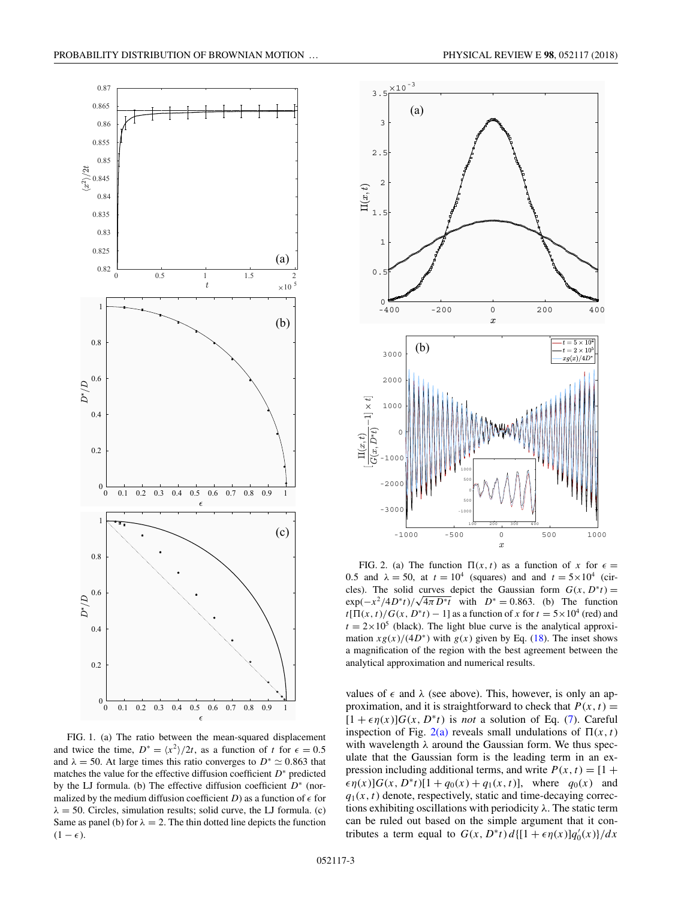FIG. 1. (a) The ratio between the mean-squared displacement and twice the time, $D^* = \langle x^2 \rangle / 2t$, as a function of $t$ for $\epsilon = 0.5$ and $\lambda = 50$. At large times this ratio converges to $D^* \simeq 0.863$ that matches the value for the effective diffusion coefficient $D^*$ predicted by the LJ formula. (b) The effective diffusion coefficient $D^*$ (normalized by the medium diffusion coefficient $D$) as a function of $\epsilon$ for $\lambda = 50$. Circles, simulation results; solid curve, the LJ formula. (c) Same as panel (b) for $\lambda = 2$. The thin dotted line depicts the function $(1 - \epsilon)$.

FIG. 2. (a) The function $\Pi(x, t)$ as a function of $x$ for $\epsilon = 0.5$ and $\lambda = 50$, at $t = 10^4$ (squares) and and $t = 5 \times 10^4$ (circles). The solid curves depict the Gaussian form $G(x, D^* t) = \exp(-x^2/4D^* t)/\sqrt{4\pi D^* t}$ with $D^* = 0.863$. (b) The function $t[\Pi(x, t)/G(x, D^* t) - 1]$ as a function of $x$ for $t = 5 \times 10^4$ (red) and $t = 2 \times 10^5$ (black). The light blue curve is the analytical approximation $xg(x)/(4D^*)$ with $g(x)$ given by Eq. (18). The inset shows a magnification of the region with the best agreement between the analytical approximation and numerical results.

values of $\epsilon$ and $\lambda$ (see above). This, however, is only an approximation, and it is straightforward to check that $P(x, t) = [1 + \epsilon \eta(x)] G(x, D^* t)$ is *not* a solution of Eq. (7). Careful inspection of Fig. 2(a) reveals small undulations of $\Pi(x, t)$ with wavelength $\lambda$ around the Gaussian form. We thus speculate that the Gaussian form is the leading term in an expression including additional terms, and write $P(x, t) = [1 + \epsilon \eta(x)] G(x, D^* t)[1 + q_0(x) + q_1(x, t)]$, where $q_0(x)$ and $q_1(x, t)$ denote, respectively, static and time-decaying corrections exhibiting oscillations with periodicity $\lambda$. The static term can be ruled out based on the simple argument that it contributes a term equal to $G(x, D^* t)\, d\{[1 + \epsilon \eta(x)] q_0'(x)\}/dx$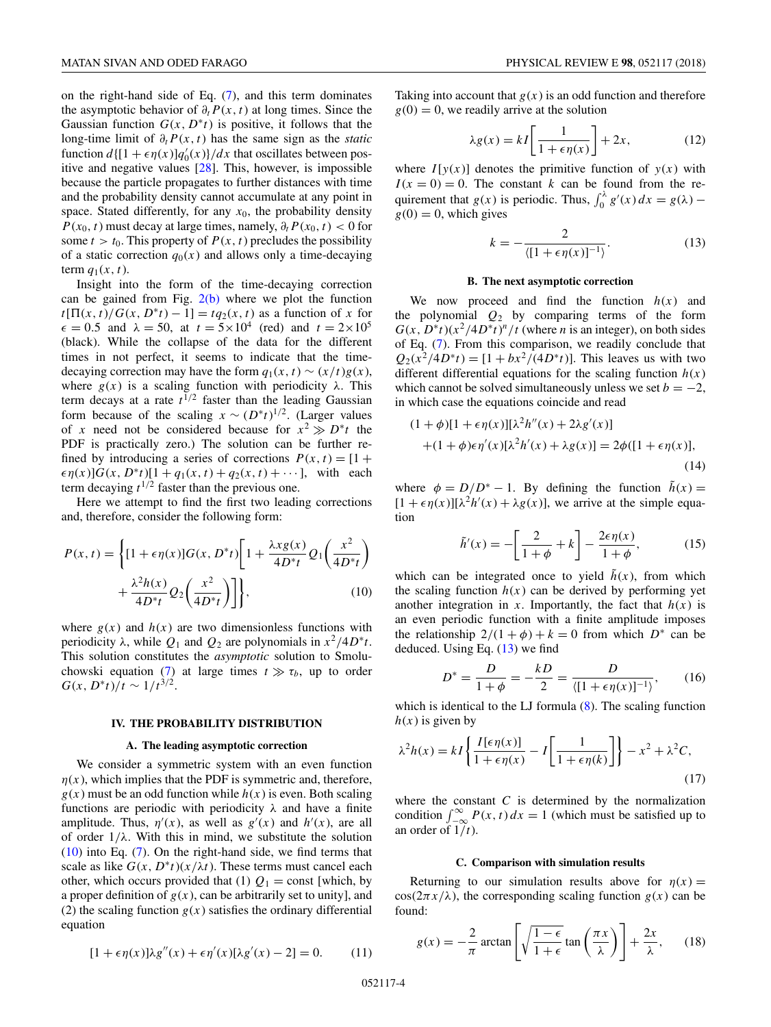on the right-hand side of Eq. (7), and this term dominates the asymptotic behavior of $\partial_t P(x,t)$ at long times. Since the Gaussian function $G(x, D^*t)$ is positive, it follows that the long-time limit of $\partial_t P(x,t)$ has the same sign as the *static* function $d\{[1+\epsilon\eta(x)]q_0'(x)\}/dx$ that oscillates between positive and negative values [28]. This, however, is impossible because the particle propagates to further distances with time and the probability density cannot accumulate at any point in space. Stated differently, for any $x_0$, the probability density $P(x_0,t)$ must decay at large times, namely, $\partial_t P(x_0,t) < 0$ for some $t > t_0$. This property of $P(x,t)$ precludes the possibility of a static correction $q_0(x)$ and allows only a time-decaying term $q_1(x,t)$.

Insight into the form of the time-decaying correction can be gained from Fig. 2(b) where we plot the function $t[\Pi(x,t)/G(x,D^*t) - 1] = tq_2(x,t)$ as a function of $x$ for $\epsilon = 0.5$ and $\lambda = 50$, at $t = 5\times10^4$ (red) and $t = 2\times10^5$ (black). While the collapse of the data for the different times in not perfect, it seems to indicate that the time-decaying correction may have the form $q_1(x,t) \sim (x/t)g(x)$, where $g(x)$ is a scaling function with periodicity $\lambda$. This term decays at a rate $t^{1/2}$ faster than the leading Gaussian form because of the scaling $x \sim (D^*t)^{1/2}$. (Larger values of $x$ need not be considered because for $x^2 \gg D^*t$ the PDF is practically zero.) The solution can be further refined by introducing a series of corrections $P(x,t) = [1+\epsilon\eta(x)]G(x,D^*t)[1+q_1(x,t)+q_2(x,t)+\cdots]$, with each term decaying $t^{1/2}$ faster than the previous one.

Here we attempt to find the first two leading corrections and, therefore, consider the following form:

$$P(x,t) = \left\{[1+\epsilon\eta(x)]G(x,D^*t)\left[1 + \frac{\lambda x g(x)}{4D^*t}Q_1\left(\frac{x^2}{4D^*t}\right) + \frac{\lambda^2 h(x)}{4D^*t}Q_2\left(\frac{x^2}{4D^*t}\right)\right]\right\}, \tag{10}$$

where $g(x)$ and $h(x)$ are two dimensionless functions with periodicity $\lambda$, while $Q_1$ and $Q_2$ are polynomials in $x^2/4D^*t$. This solution constitutes the *asymptotic* solution to Smoluchowski equation (7) at large times $t \gg \tau_b$, up to order $G(x,D^*t)/t \sim 1/t^{3/2}$.

## IV. THE PROBABILITY DISTRIBUTION

### A. The leading asymptotic correction

We consider a symmetric system with an even function $\eta(x)$, which implies that the PDF is symmetric and, therefore, $g(x)$ must be an odd function while $h(x)$ is even. Both scaling functions are periodic with periodicity $\lambda$ and have a finite amplitude. Thus, $\eta'(x)$, as well as $g'(x)$ and $h'(x)$, are all of order $1/\lambda$. With this in mind, we substitute the solution (10) into Eq. (7). On the right-hand side, we find terms that scale as like $G(x,D^*t)(x/\lambda t)$. These terms must cancel each other, which occurs provided that (1) $Q_1 = $ const [which, by a proper definition of $g(x)$, can be arbitrarily set to unity], and (2) the scaling function $g(x)$ satisfies the ordinary differential equation

$$[1+\epsilon\eta(x)]\lambda g''(x) + \epsilon\eta'(x)[\lambda g'(x) - 2] = 0. \tag{11}$$

Taking into account that $g(x)$ is an odd function and therefore $g(0) = 0$, we readily arrive at the solution

$$\lambda g(x) = kI\left[\frac{1}{1+\epsilon\eta(x)}\right] + 2x, \tag{12}$$

where $I[y(x)]$ denotes the primitive function of $y(x)$ with $I(x=0) = 0$. The constant $k$ can be found from the requirement that $g(x)$ is periodic. Thus, $\int_0^\lambda g'(x)\,dx = g(\lambda) - g(0) = 0$, which gives

$$k = -\frac{2}{\langle[1+\epsilon\eta(x)]^{-1}\rangle}. \tag{13}$$

### B. The next asymptotic correction

We now proceed and find the function $h(x)$ and the polynomial $Q_2$ by comparing terms of the form $G(x,D^*t)(x^2/4D^*t)^n/t$ (where $n$ is an integer), on both sides of Eq. (7). From this comparison, we readily conclude that $Q_2(x^2/4D^*t) = [1 + bx^2/(4D^*t)]$. This leaves us with two different differential equations for the scaling function $h(x)$ which cannot be solved simultaneously unless we set $b = -2$, in which case the equations coincide and read

$$(1+\phi)[1+\epsilon\eta(x)][\lambda^2 h''(x) + 2\lambda g'(x)] + (1+\phi)\epsilon\eta'(x)[\lambda^2 h'(x) + \lambda g(x)] = 2\phi([1+\epsilon\eta(x)], \tag{14}$$

where $\phi = D/D^* - 1$. By defining the function $\tilde{h}(x) = [1+\epsilon\eta(x)][\lambda^2 h'(x) + \lambda g(x)]$, we arrive at the simple equation

$$\tilde{h}'(x) = -\left[\frac{2}{1+\phi} + k\right] - \frac{2\epsilon\eta(x)}{1+\phi}, \tag{15}$$

which can be integrated once to yield $\tilde{h}(x)$, from which the scaling function $h(x)$ can be derived by performing yet another integration in $x$. Importantly, the fact that $h(x)$ is an even periodic function with a finite amplitude imposes the relationship $2/(1+\phi) + k = 0$ from which $D^*$ can be deduced. Using Eq. (13) we find

$$D^* = \frac{D}{1+\phi} = -\frac{kD}{2} = \frac{D}{\langle[1+\epsilon\eta(x)]^{-1}\rangle}, \tag{16}$$

which is identical to the LJ formula (8). The scaling function $h(x)$ is given by

$$\lambda^2 h(x) = kI\left\{\frac{I[\epsilon\eta(x)]}{1+\epsilon\eta(x)} - I\left[\frac{1}{1+\epsilon\eta(k)}\right]\right\} - x^2 + \lambda^2 C, \tag{17}$$

where the constant $C$ is determined by the normalization condition $\int_{-\infty}^{\infty} P(x,t)\,dx = 1$ (which must be satisfied up to an order of $1/t$).

### C. Comparison with simulation results

Returning to our simulation results above for $\eta(x) = \cos(2\pi x/\lambda)$, the corresponding scaling function $g(x)$ can be found:

$$g(x) = -\frac{2}{\pi}\arctan\left[\sqrt{\frac{1-\epsilon}{1+\epsilon}}\tan\left(\frac{\pi x}{\lambda}\right)\right] + \frac{2x}{\lambda}, \tag{18}$$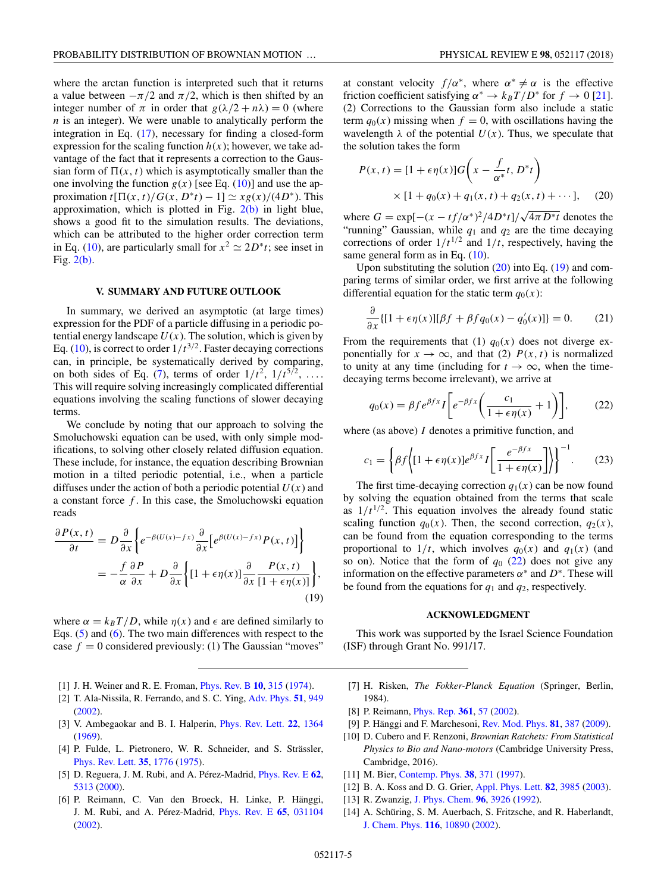where the arctan function is interpreted such that it returns a value between $-\pi/2$ and $\pi/2$, which is then shifted by an integer number of $\pi$ in order that $g(\lambda/2 + n\lambda) = 0$ (where $n$ is an integer). We were unable to analytically perform the integration in Eq. (17), necessary for finding a closed-form expression for the scaling function $h(x)$; however, we take advantage of the fact that it represents a correction to the Gaussian form of $\Pi(x,t)$ which is asymptotically smaller than the one involving the function $g(x)$ [see Eq. (10)] and use the approximation $t[\Pi(x,t)/G(x,D^*t) - 1] \simeq xg(x)/(4D^*)$. This approximation, which is plotted in Fig. 2(b) in light blue, shows a good fit to the simulation results. The deviations, which can be attributed to the higher order correction term in Eq. (10), are particularly small for $x^2 \simeq 2D^*t$; see inset in Fig. 2(b).

## V. SUMMARY AND FUTURE OUTLOOK

In summary, we derived an asymptotic (at large times) expression for the PDF of a particle diffusing in a periodic potential energy landscape $U(x)$. The solution, which is given by Eq. (10), is correct to order $1/t^{3/2}$. Faster decaying corrections can, in principle, be systematically derived by comparing, on both sides of Eq. (7), terms of order $1/t^2$, $1/t^{5/2}$, .... This will require solving increasingly complicated differential equations involving the scaling functions of slower decaying terms.

We conclude by noting that our approach to solving the Smoluchowski equation can be used, with only simple modifications, to solving other closely related diffusion equation. These include, for instance, the equation describing Brownian motion in a tilted periodic potential, i.e., when a particle diffuses under the action of both a periodic potential $U(x)$ and a constant force $f$. In this case, the Smoluchowski equation reads

$$\begin{aligned}\frac{\partial P(x,t)}{\partial t} &= D\frac{\partial}{\partial x}\left\{e^{-\beta(U(x)-fx)}\frac{\partial}{\partial x}\left[e^{\beta(U(x)-fx)}P(x,t)\right]\right\}\\ &= -\frac{f}{\alpha}\frac{\partial P}{\partial x} + D\frac{\partial}{\partial x}\left\{[1+\epsilon\eta(x)]\frac{\partial}{\partial x}\frac{P(x,t)}{[1+\epsilon\eta(x)]}\right\},\end{aligned} \tag{19}$$

where $\alpha = k_BT/D$, while $\eta(x)$ and $\epsilon$ are defined similarly to Eqs. (5) and (6). The two main differences with respect to the case $f = 0$ considered previously: (1) The Gaussian "moves" at constant velocity $f/\alpha^*$, where $\alpha^* \neq \alpha$ is the effective friction coefficient satisfying $\alpha^* \to k_BT/D^*$ for $f \to 0$ [21]. (2) Corrections to the Gaussian form also include a static term $q_0(x)$ missing when $f = 0$, with oscillations having the wavelength $\lambda$ of the potential $U(x)$. Thus, we speculate that the solution takes the form

$$\begin{aligned}P(x,t) = [1+\epsilon\eta(x)]G\left(x - \frac{f}{\alpha^*}t, D^*t\right)\\ \times [1 + q_0(x) + q_1(x,t) + q_2(x,t) + \cdots],\end{aligned} \tag{20}$$

where $G = \exp[-(x - tf/\alpha^*)^2/4D^*t]/\sqrt{4\pi D^*t}$ denotes the "running" Gaussian, while $q_1$ and $q_2$ are the time decaying corrections of order $1/t^{1/2}$ and $1/t$, respectively, having the same general form as in Eq. (10).

Upon substituting the solution (20) into Eq. (19) and comparing terms of similar order, we first arrive at the following differential equation for the static term $q_0(x)$:

$$\frac{\partial}{\partial x}\{[1+\epsilon\eta(x)][\beta f + \beta f q_0(x) - q_0'(x)]\} = 0. \tag{21}$$

From the requirements that (1) $q_0(x)$ does not diverge exponentially for $x \to \infty$, and that (2) $P(x,t)$ is normalized to unity at any time (including for $t \to \infty$, when the time-decaying terms become irrelevant), we arrive at

$$q_0(x) = \beta f e^{\beta f x} I\left[e^{-\beta f x}\left(\frac{c_1}{1+\epsilon\eta(x)} + 1\right)\right], \tag{22}$$

where (as above) $I$ denotes a primitive function, and

$$c_1 = \left\{\beta f\left\langle[1+\epsilon\eta(x)]e^{\beta f x} I\left[\frac{e^{-\beta f x}}{1+\epsilon\eta(x)}\right]\right\rangle\right\}^{-1}. \tag{23}$$

The first time-decaying correction $q_1(x)$ can be now found by solving the equation obtained from the terms that scale as $1/t^{1/2}$. This equation involves the already found static scaling function $q_0(x)$. Then, the second correction, $q_2(x)$, can be found from the equation corresponding to the terms proportional to $1/t$, which involves $q_0(x)$ and $q_1(x)$ (and so on). Notice that the form of $q_0$ (22) does not give any information on the effective parameters $\alpha^*$ and $D^*$. These will be found from the equations for $q_1$ and $q_2$, respectively.

## ACKNOWLEDGMENT

This work was supported by the Israel Science Foundation (ISF) through Grant No. 991/17.

[1] J. H. Weiner and R. E. Froman, Phys. Rev. B **10**, 315 (1974).
[2] T. Ala-Nissila, R. Ferrando, and S. C. Ying, Adv. Phys. **51**, 949 (2002).
[3] V. Ambegaokar and B. I. Halperin, Phys. Rev. Lett. **22**, 1364 (1969).
[4] P. Fulde, L. Pietronero, W. R. Schneider, and S. Strässler, Phys. Rev. Lett. **35**, 1776 (1975).
[5] D. Reguera, J. M. Rubi, and A. Pérez-Madrid, Phys. Rev. E **62**, 5313 (2000).
[6] P. Reimann, C. Van den Broeck, H. Linke, P. Hänggi, J. M. Rubi, and A. Pérez-Madrid, Phys. Rev. E **65**, 031104 (2002).
[7] H. Risken, *The Fokker-Planck Equation* (Springer, Berlin, 1984).
[8] P. Reimann, Phys. Rep. **361**, 57 (2002).
[9] P. Hänggi and F. Marchesoni, Rev. Mod. Phys. **81**, 387 (2009).
[10] D. Cubero and F. Renzoni, *Brownian Ratchets: From Statistical Physics to Bio and Nano-motors* (Cambridge University Press, Cambridge, 2016).
[11] M. Bier, Contemp. Phys. **38**, 371 (1997).
[12] B. A. Koss and D. G. Grier, Appl. Phys. Lett. **82**, 3985 (2003).
[13] R. Zwanzig, J. Phys. Chem. **96**, 3926 (1992).
[14] A. Schüring, S. M. Auerbach, S. Fritzsche, and R. Haberlandt, J. Chem. Phys. **116**, 10890 (2002).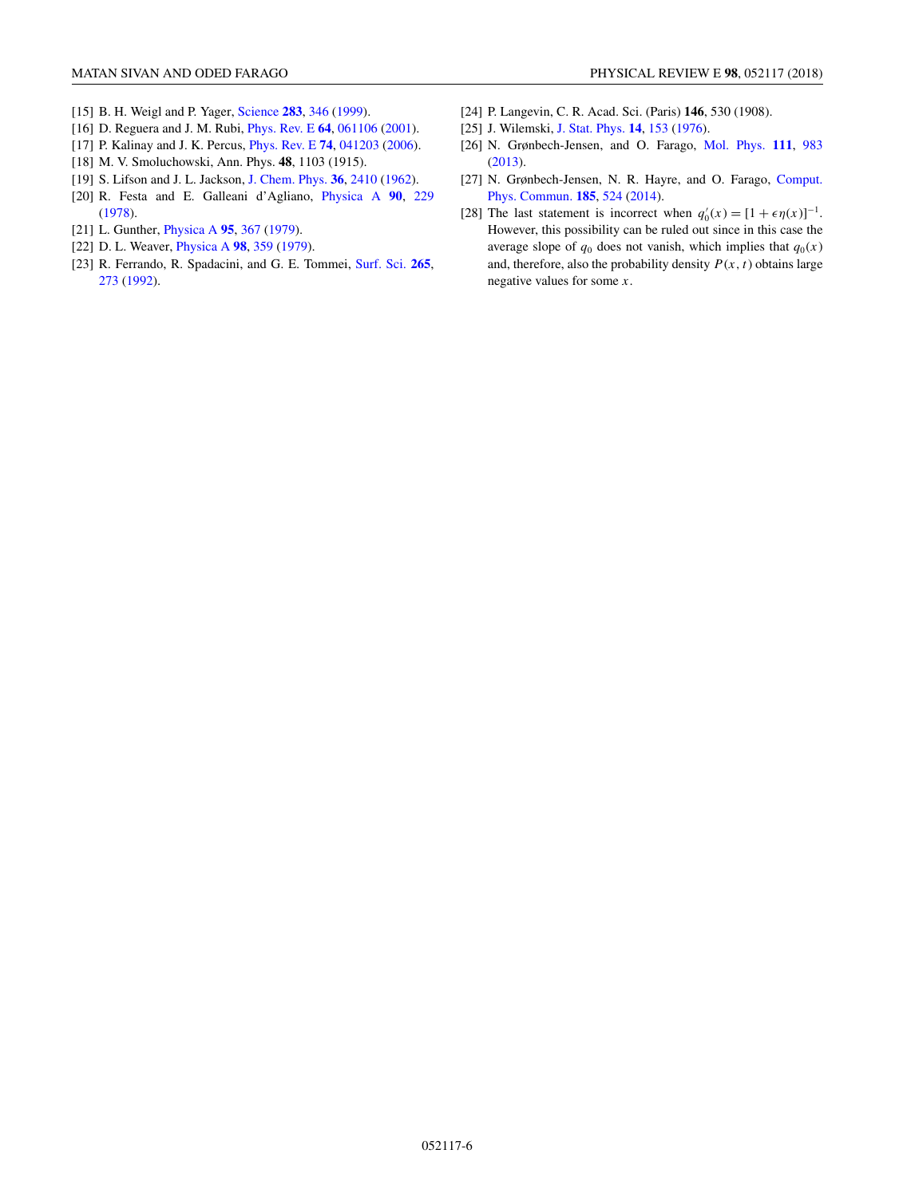[15] B. H. Weigl and P. Yager, Science **283**, 346 (1999).

[16] D. Reguera and J. M. Rubi, Phys. Rev. E **64**, 061106 (2001).

[17] P. Kalinay and J. K. Percus, Phys. Rev. E **74**, 041203 (2006).

[18] M. V. Smoluchowski, Ann. Phys. **48**, 1103 (1915).

[19] S. Lifson and J. L. Jackson, J. Chem. Phys. **36**, 2410 (1962).

[20] R. Festa and E. Galleani d'Agliano, Physica A **90**, 229 (1978).

[21] L. Gunther, Physica A **95**, 367 (1979).

[22] D. L. Weaver, Physica A **98**, 359 (1979).

[23] R. Ferrando, R. Spadacini, and G. E. Tommei, Surf. Sci. **265**, 273 (1992).

[24] P. Langevin, C. R. Acad. Sci. (Paris) **146**, 530 (1908).

[25] J. Wilemski, J. Stat. Phys. **14**, 153 (1976).

[26] N. Grønbech-Jensen, and O. Farago, Mol. Phys. **111**, 983 (2013).

[27] N. Grønbech-Jensen, N. R. Hayre, and O. Farago, Comput. Phys. Commun. **185**, 524 (2014).

[28] The last statement is incorrect when $q_0'(x) = [1 + \epsilon\eta(x)]^{-1}$. However, this possibility can be ruled out since in this case the average slope of $q_0$ does not vanish, which implies that $q_0(x)$ and, therefore, also the probability density $P(x, t)$ obtains large negative values for some $x$.